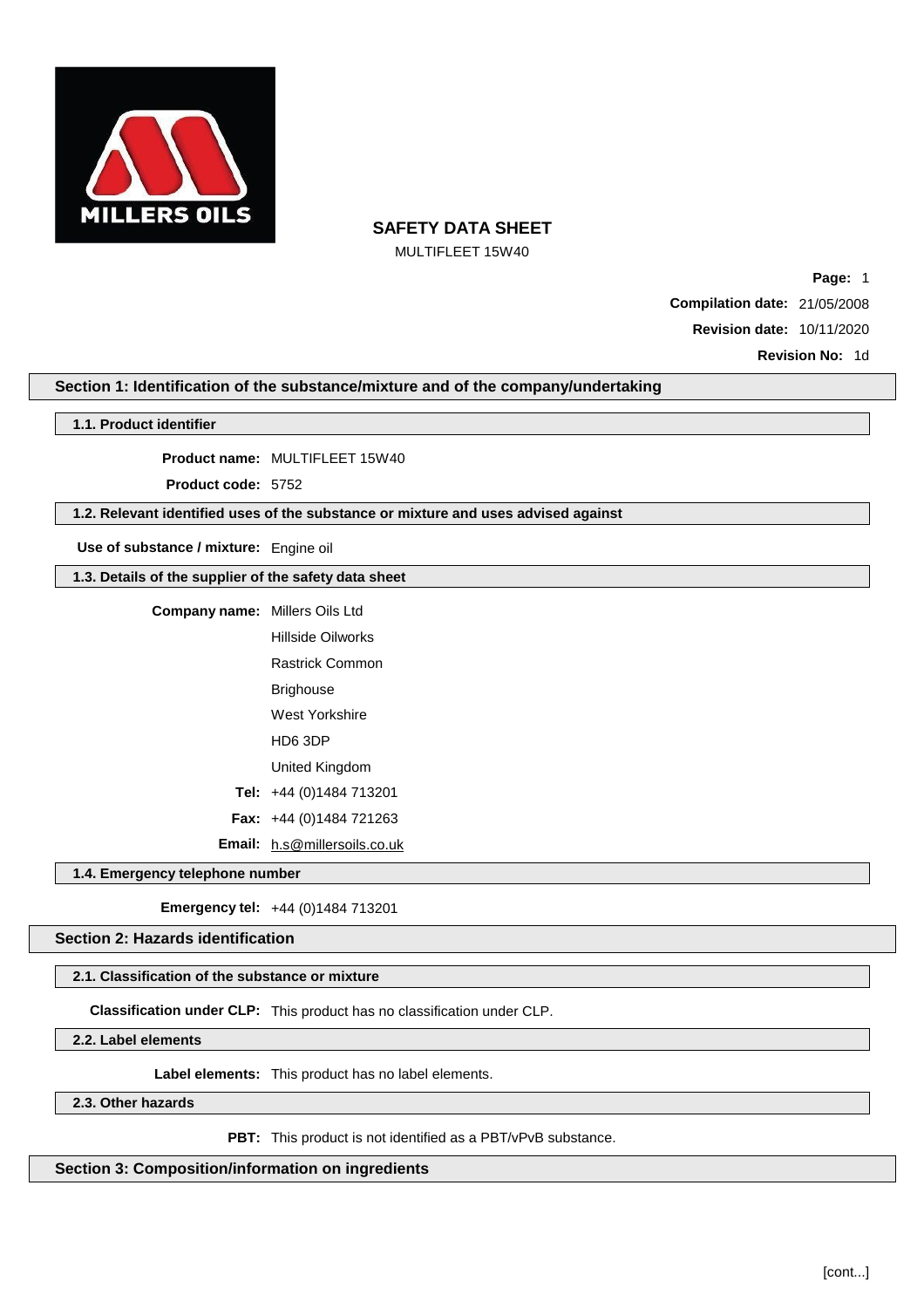# SAFETY DATA SHEET

MULTIFLEET 15W40

**Compilation date:** 21/05/2008

**Revision date:** 10/11/2020

**Revision No:** 1d

## Section 1: Identification of the substance/mixture and of the company/undertaking

### 1.1. Product identifier

**Product name:** MULTIFLEET 15W40

**Product code:** 5752

### 1.2. Relevant identified uses of the substance or mixture and uses advised against

**Use of substance / mixture:** Engine oil

### 1.3. Details of the supplier of the safety data sheet

**Company name:** Millers Oils Ltd
Hillside Oilworks
Rastrick Common
Brighouse
West Yorkshire
HD6 3DP
United Kingdom

**Tel:** +44 (0)1484 713201

**Fax:** +44 (0)1484 721263

**Email:** h.s@millersoils.co.uk

### 1.4. Emergency telephone number

**Emergency tel:** +44 (0)1484 713201

## Section 2: Hazards identification

### 2.1. Classification of the substance or mixture

**Classification under CLP:** This product has no classification under CLP.

### 2.2. Label elements

**Label elements:** This product has no label elements.

### 2.3. Other hazards

**PBT:** This product is not identified as a PBT/vPvB substance.

## Section 3: Composition/information on ingredients

[cont...]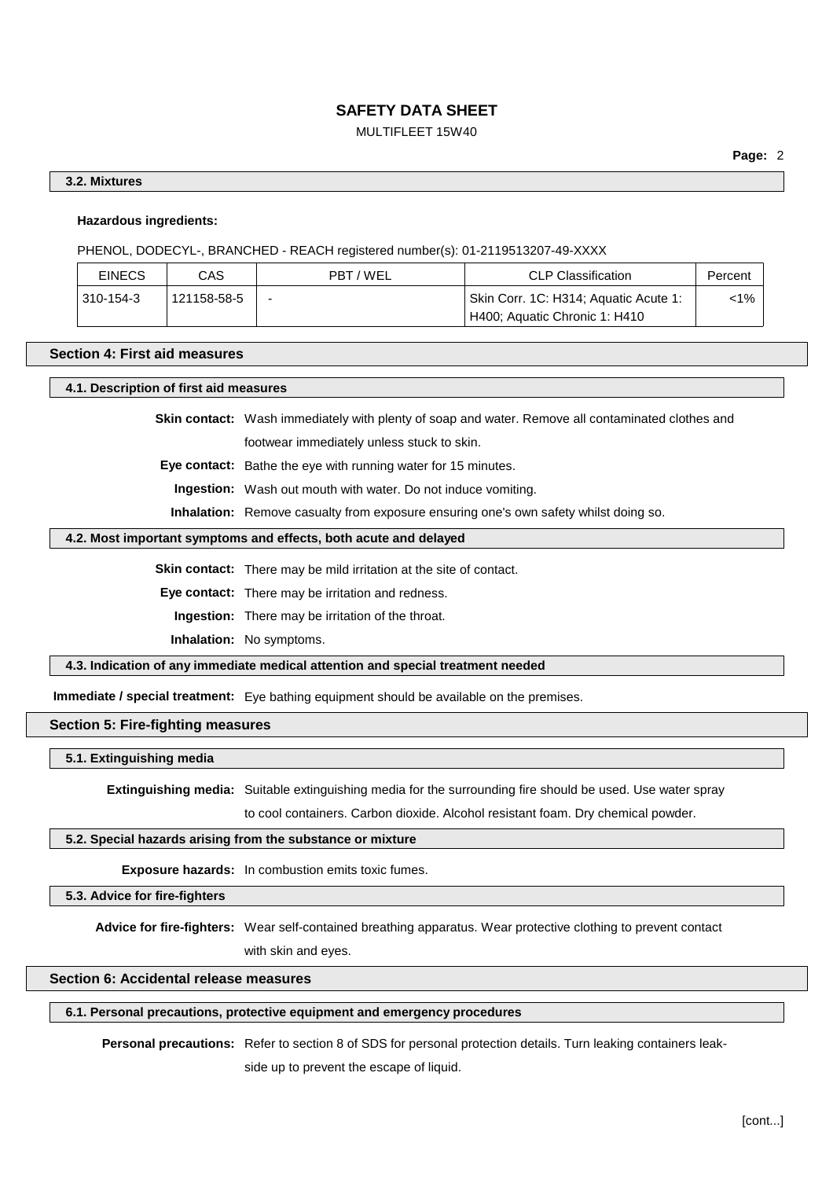### 3.2. Mixtures

**Hazardous ingredients:**

PHENOL, DODECYL-, BRANCHED - REACH registered number(s): 01-2119513207-49-XXXX

| EINECS | CAS | PBT / WEL | CLP Classification | Percent |
|---|---|---|---|---|
| 310-154-3 | 121158-58-5 | - | Skin Corr. 1C: H314; Aquatic Acute 1: H400; Aquatic Chronic 1: H410 | <1% |

## Section 4: First aid measures

### 4.1. Description of first aid measures

**Skin contact:** Wash immediately with plenty of soap and water. Remove all contaminated clothes and footwear immediately unless stuck to skin.

**Eye contact:** Bathe the eye with running water for 15 minutes.

**Ingestion:** Wash out mouth with water. Do not induce vomiting.

**Inhalation:** Remove casualty from exposure ensuring one's own safety whilst doing so.

### 4.2. Most important symptoms and effects, both acute and delayed

**Skin contact:** There may be mild irritation at the site of contact.

**Eye contact:** There may be irritation and redness.

**Ingestion:** There may be irritation of the throat.

**Inhalation:** No symptoms.

### 4.3. Indication of any immediate medical attention and special treatment needed

**Immediate / special treatment:** Eye bathing equipment should be available on the premises.

## Section 5: Fire-fighting measures

### 5.1. Extinguishing media

**Extinguishing media:** Suitable extinguishing media for the surrounding fire should be used. Use water spray to cool containers. Carbon dioxide. Alcohol resistant foam. Dry chemical powder.

### 5.2. Special hazards arising from the substance or mixture

**Exposure hazards:** In combustion emits toxic fumes.

### 5.3. Advice for fire-fighters

**Advice for fire-fighters:** Wear self-contained breathing apparatus. Wear protective clothing to prevent contact with skin and eyes.

## Section 6: Accidental release measures

### 6.1. Personal precautions, protective equipment and emergency procedures

**Personal precautions:** Refer to section 8 of SDS for personal protection details. Turn leaking containers leak-side up to prevent the escape of liquid.

[cont...]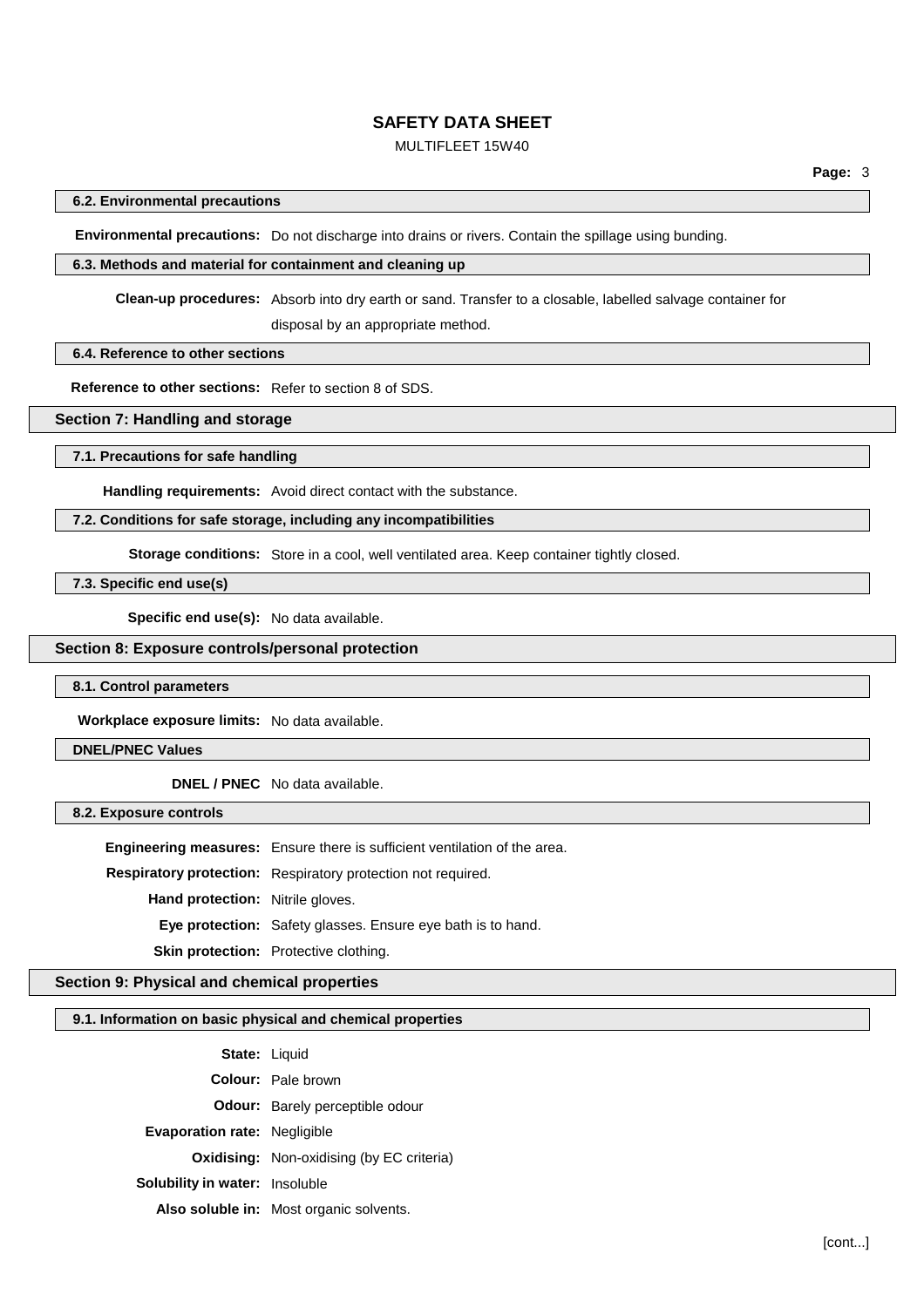### 6.2. Environmental precautions

**Environmental precautions:** Do not discharge into drains or rivers. Contain the spillage using bunding.

### 6.3. Methods and material for containment and cleaning up

**Clean-up procedures:** Absorb into dry earth or sand. Transfer to a closable, labelled salvage container for disposal by an appropriate method.

### 6.4. Reference to other sections

**Reference to other sections:** Refer to section 8 of SDS.

## Section 7: Handling and storage

### 7.1. Precautions for safe handling

**Handling requirements:** Avoid direct contact with the substance.

### 7.2. Conditions for safe storage, including any incompatibilities

**Storage conditions:** Store in a cool, well ventilated area. Keep container tightly closed.

### 7.3. Specific end use(s)

**Specific end use(s):** No data available.

## Section 8: Exposure controls/personal protection

### 8.1. Control parameters

**Workplace exposure limits:** No data available.

### DNEL/PNEC Values

**DNEL / PNEC** No data available.

### 8.2. Exposure controls

**Engineering measures:** Ensure there is sufficient ventilation of the area.

**Respiratory protection:** Respiratory protection not required.

**Hand protection:** Nitrile gloves.

**Eye protection:** Safety glasses. Ensure eye bath is to hand.

**Skin protection:** Protective clothing.

## Section 9: Physical and chemical properties

### 9.1. Information on basic physical and chemical properties

**State:** Liquid

**Colour:** Pale brown

**Odour:** Barely perceptible odour

**Evaporation rate:** Negligible

**Oxidising:** Non-oxidising (by EC criteria)

**Solubility in water:** Insoluble

**Also soluble in:** Most organic solvents.

[cont...]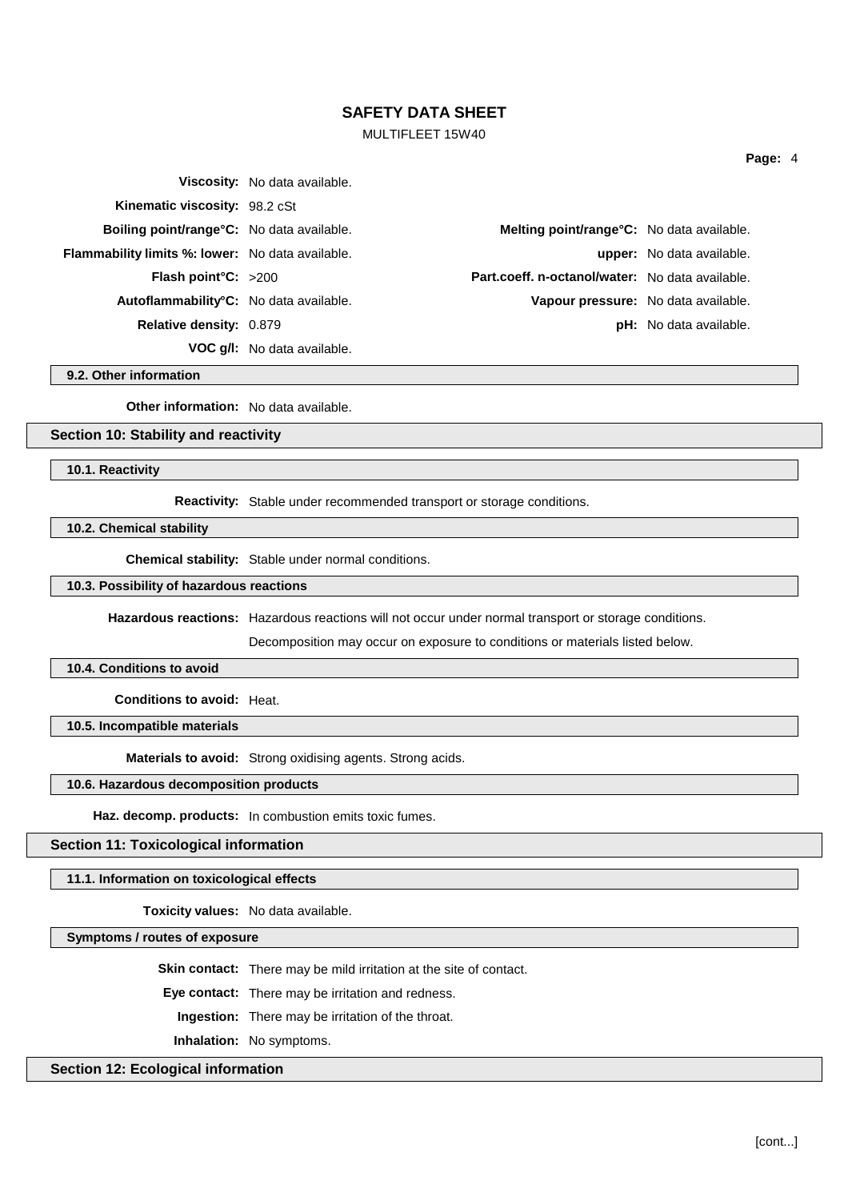| | | | |
|---|---|---|---|
| **Viscosity:** | No data available. | | |
| **Kinematic viscosity:** | 98.2 cSt | | |
| **Boiling point/range°C:** | No data available. | **Melting point/range°C:** | No data available. |
| **Flammability limits %: lower:** | No data available. | **upper:** | No data available. |
| **Flash point°C:** | >200 | **Part.coeff. n-octanol/water:** | No data available. |
| **Autoflammability°C:** | No data available. | **Vapour pressure:** | No data available. |
| **Relative density:** | 0.879 | **pH:** | No data available. |
| **VOC g/l:** | No data available. | | |

### 9.2. Other information

**Other information:** No data available.

## Section 10: Stability and reactivity

### 10.1. Reactivity

**Reactivity:** Stable under recommended transport or storage conditions.

### 10.2. Chemical stability

**Chemical stability:** Stable under normal conditions.

### 10.3. Possibility of hazardous reactions

**Hazardous reactions:** Hazardous reactions will not occur under normal transport or storage conditions.

Decomposition may occur on exposure to conditions or materials listed below.

### 10.4. Conditions to avoid

**Conditions to avoid:** Heat.

### 10.5. Incompatible materials

**Materials to avoid:** Strong oxidising agents. Strong acids.

### 10.6. Hazardous decomposition products

**Haz. decomp. products:** In combustion emits toxic fumes.

## Section 11: Toxicological information

### 11.1. Information on toxicological effects

**Toxicity values:** No data available.

### Symptoms / routes of exposure

**Skin contact:** There may be mild irritation at the site of contact.

**Eye contact:** There may be irritation and redness.

**Ingestion:** There may be irritation of the throat.

**Inhalation:** No symptoms.

## Section 12: Ecological information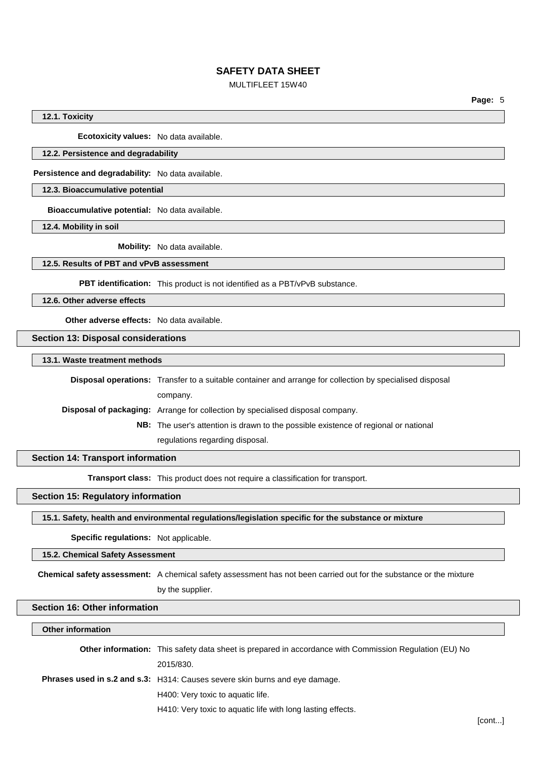#### 12.1. Toxicity

**Ecotoxicity values:** No data available.

#### 12.2. Persistence and degradability

**Persistence and degradability:** No data available.

#### 12.3. Bioaccumulative potential

**Bioaccumulative potential:** No data available.

#### 12.4. Mobility in soil

**Mobility:** No data available.

#### 12.5. Results of PBT and vPvB assessment

**PBT identification:** This product is not identified as a PBT/vPvB substance.

#### 12.6. Other adverse effects

**Other adverse effects:** No data available.

## Section 13: Disposal considerations

#### 13.1. Waste treatment methods

**Disposal operations:** Transfer to a suitable container and arrange for collection by specialised disposal company.

**Disposal of packaging:** Arrange for collection by specialised disposal company.

**NB:** The user's attention is drawn to the possible existence of regional or national regulations regarding disposal.

## Section 14: Transport information

**Transport class:** This product does not require a classification for transport.

## Section 15: Regulatory information

#### 15.1. Safety, health and environmental regulations/legislation specific for the substance or mixture

**Specific regulations:** Not applicable.

#### 15.2. Chemical Safety Assessment

**Chemical safety assessment:** A chemical safety assessment has not been carried out for the substance or the mixture by the supplier.

## Section 16: Other information

#### Other information

**Other information:** This safety data sheet is prepared in accordance with Commission Regulation (EU) No 2015/830.

**Phrases used in s.2 and s.3:** H314: Causes severe skin burns and eye damage.

H400: Very toxic to aquatic life.

H410: Very toxic to aquatic life with long lasting effects.

[cont...]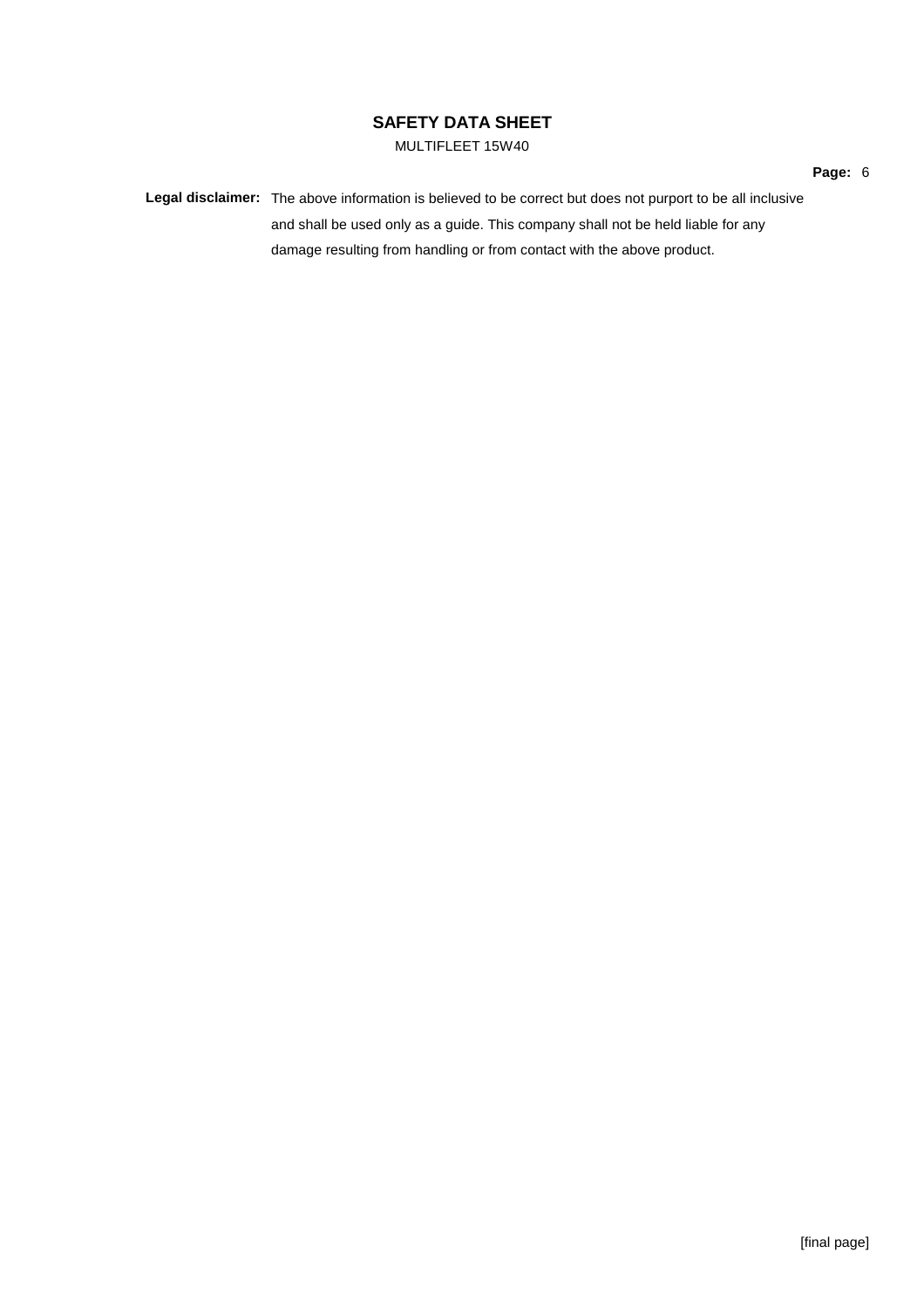**Legal disclaimer:** The above information is believed to be correct but does not purport to be all inclusive and shall be used only as a guide. This company shall not be held liable for any damage resulting from handling or from contact with the above product.

[final page]